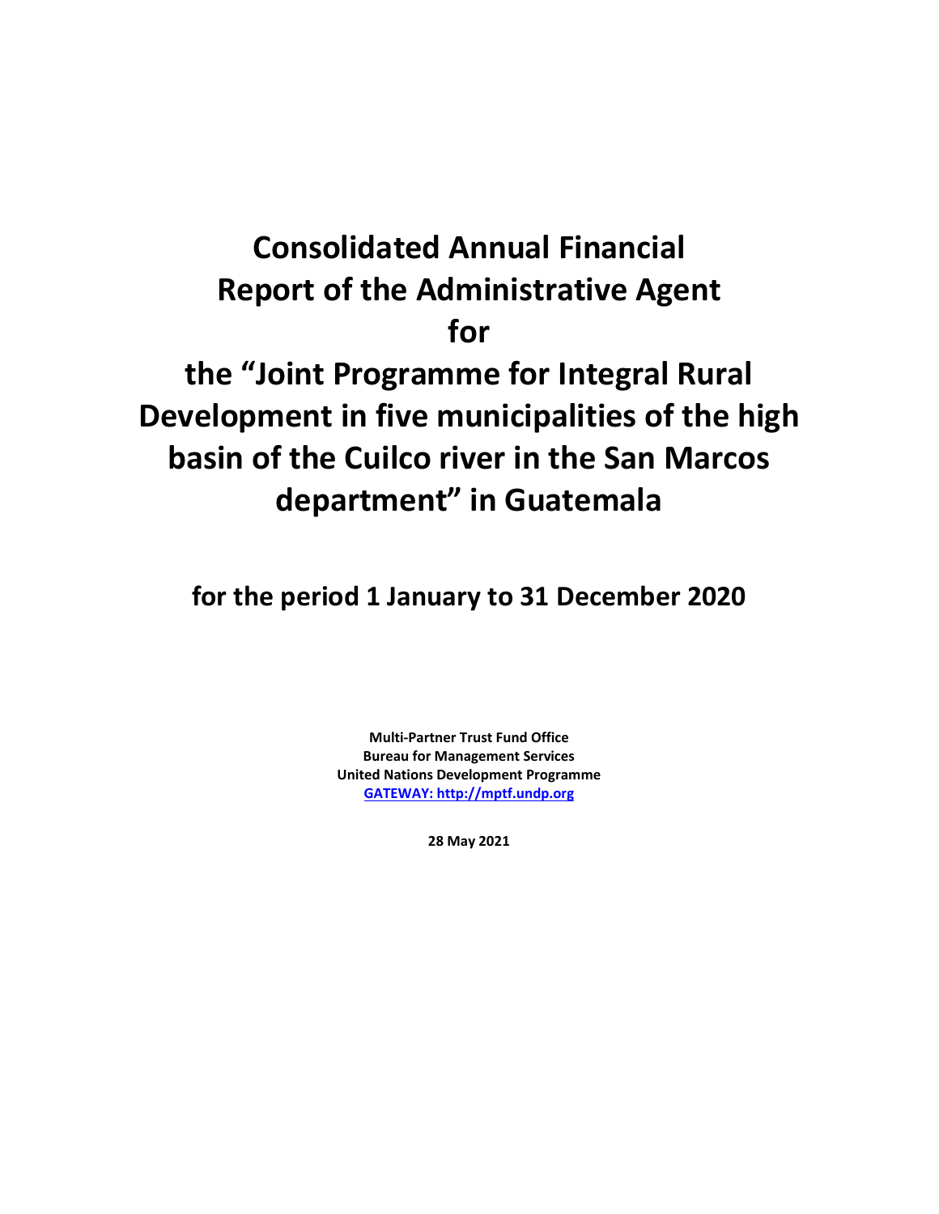# Consolidated Annual Financial Report of the Administrative Agent for the "Joint Programme for Integral Rural Development in five municipalities of the high basin of the Cuilco river in the San Marcos department" in Guatemala

## for the period 1 January to 31 December 2020

**Multi-Partner Trust Fund Office**
**Bureau for Management Services**
**United Nations Development Programme**
**GATEWAY: http://mptf.undp.org**

**28 May 2021**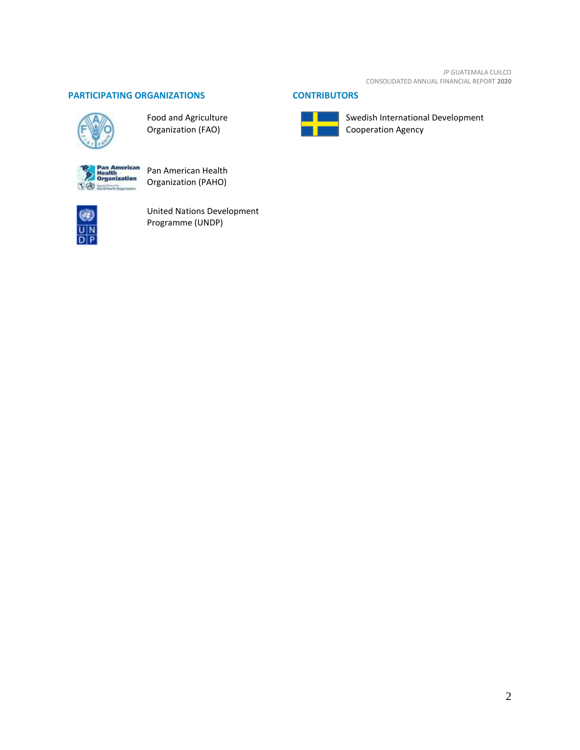## PARTICIPATING ORGANIZATIONS

Food and Agriculture Organization (FAO)

Pan American Health Organization (PAHO)

United Nations Development Programme (UNDP)

## CONTRIBUTORS

Swedish International Development Cooperation Agency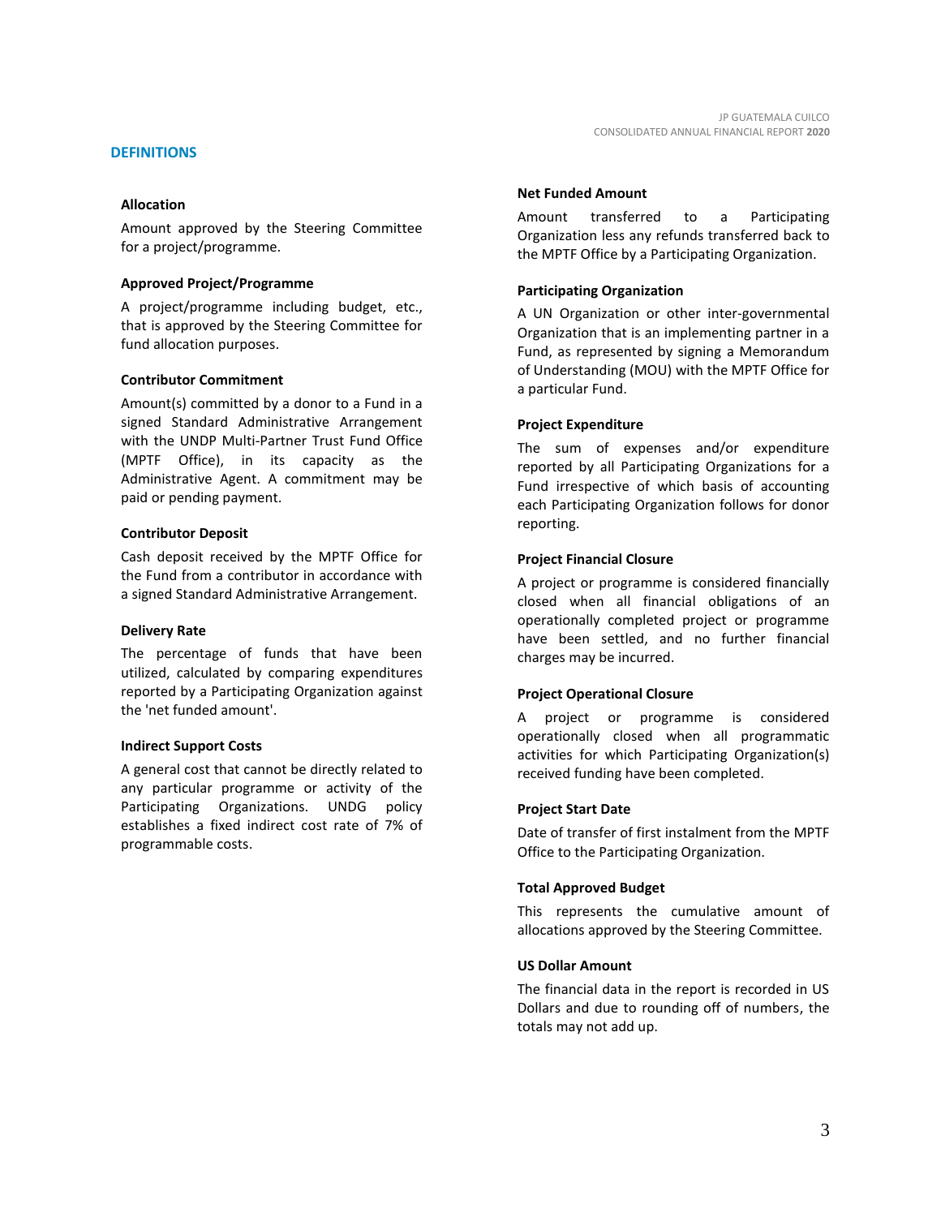## DEFINITIONS

### Allocation

Amount approved by the Steering Committee for a project/programme.

### Approved Project/Programme

A project/programme including budget, etc., that is approved by the Steering Committee for fund allocation purposes.

### Contributor Commitment

Amount(s) committed by a donor to a Fund in a signed Standard Administrative Arrangement with the UNDP Multi-Partner Trust Fund Office (MPTF Office), in its capacity as the Administrative Agent. A commitment may be paid or pending payment.

### Contributor Deposit

Cash deposit received by the MPTF Office for the Fund from a contributor in accordance with a signed Standard Administrative Arrangement.

### Delivery Rate

The percentage of funds that have been utilized, calculated by comparing expenditures reported by a Participating Organization against the 'net funded amount'.

### Indirect Support Costs

A general cost that cannot be directly related to any particular programme or activity of the Participating Organizations. UNDG policy establishes a fixed indirect cost rate of 7% of programmable costs.

### Net Funded Amount

Amount transferred to a Participating Organization less any refunds transferred back to the MPTF Office by a Participating Organization.

### Participating Organization

A UN Organization or other inter-governmental Organization that is an implementing partner in a Fund, as represented by signing a Memorandum of Understanding (MOU) with the MPTF Office for a particular Fund.

### Project Expenditure

The sum of expenses and/or expenditure reported by all Participating Organizations for a Fund irrespective of which basis of accounting each Participating Organization follows for donor reporting.

### Project Financial Closure

A project or programme is considered financially closed when all financial obligations of an operationally completed project or programme have been settled, and no further financial charges may be incurred.

### Project Operational Closure

A project or programme is considered operationally closed when all programmatic activities for which Participating Organization(s) received funding have been completed.

### Project Start Date

Date of transfer of first instalment from the MPTF Office to the Participating Organization.

### Total Approved Budget

This represents the cumulative amount of allocations approved by the Steering Committee.

### US Dollar Amount

The financial data in the report is recorded in US Dollars and due to rounding off of numbers, the totals may not add up.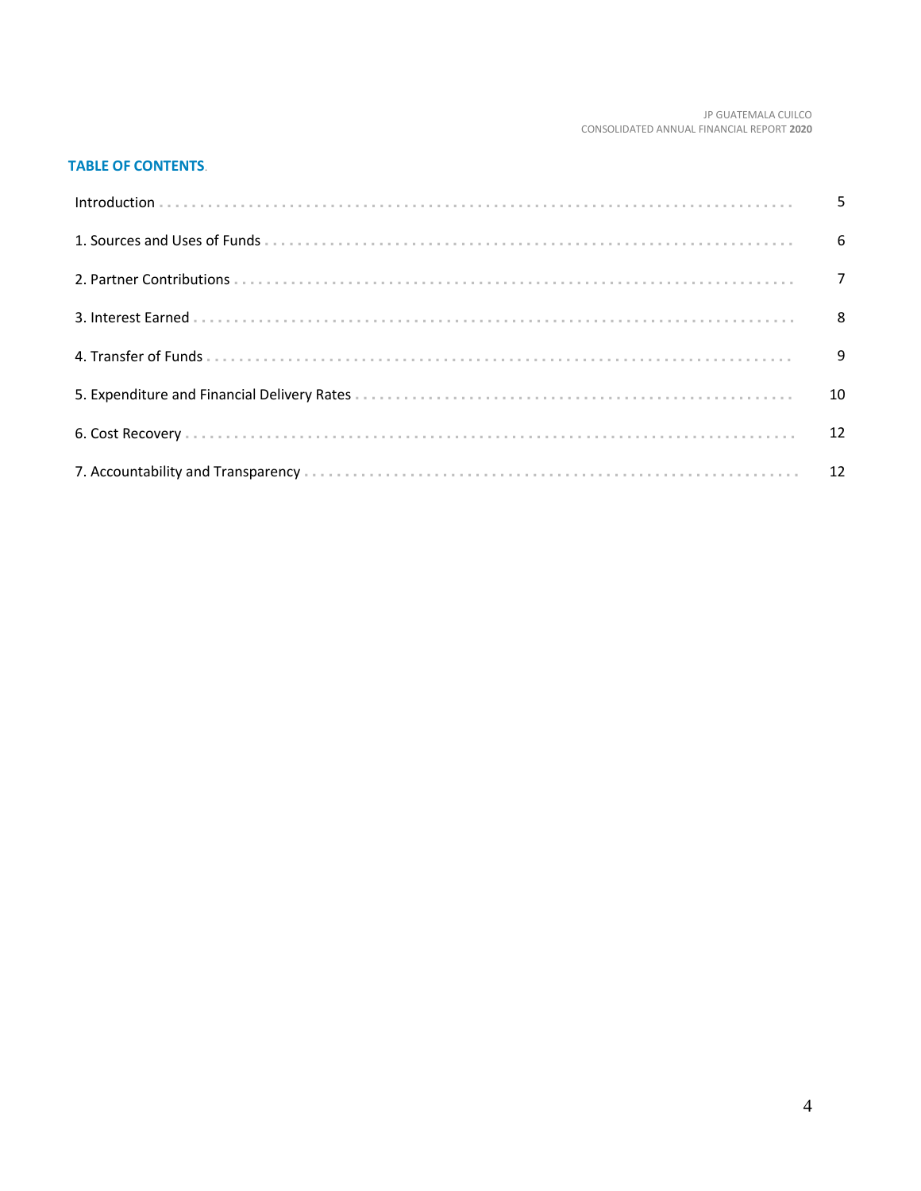## TABLE OF CONTENTS

| | |
|---|---|
| Introduction | 5 |
| 1. Sources and Uses of Funds | 6 |
| 2. Partner Contributions | 7 |
| 3. Interest Earned | 8 |
| 4. Transfer of Funds | 9 |
| 5. Expenditure and Financial Delivery Rates | 10 |
| 6. Cost Recovery | 12 |
| 7. Accountability and Transparency | 12 |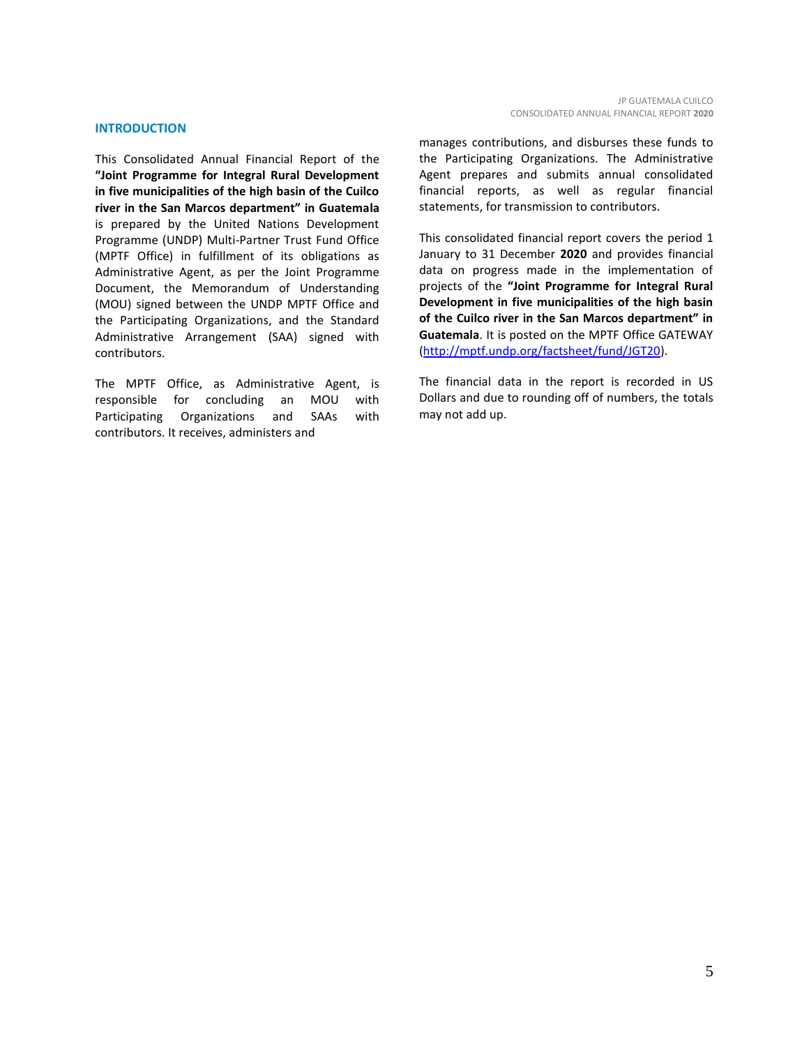## INTRODUCTION

This Consolidated Annual Financial Report of the **"Joint Programme for Integral Rural Development in five municipalities of the high basin of the Cuilco river in the San Marcos department" in Guatemala** is prepared by the United Nations Development Programme (UNDP) Multi-Partner Trust Fund Office (MPTF Office) in fulfillment of its obligations as Administrative Agent, as per the Joint Programme Document, the Memorandum of Understanding (MOU) signed between the UNDP MPTF Office and the Participating Organizations, and the Standard Administrative Arrangement (SAA) signed with contributors.

The MPTF Office, as Administrative Agent, is responsible for concluding an MOU with Participating Organizations and SAAs with contributors. It receives, administers and manages contributions, and disburses these funds to the Participating Organizations. The Administrative Agent prepares and submits annual consolidated financial reports, as well as regular financial statements, for transmission to contributors.

This consolidated financial report covers the period 1 January to 31 December **2020** and provides financial data on progress made in the implementation of projects of the **"Joint Programme for Integral Rural Development in five municipalities of the high basin of the Cuilco river in the San Marcos department" in Guatemala**. It is posted on the MPTF Office GATEWAY (http://mptf.undp.org/factsheet/fund/JGT20).

The financial data in the report is recorded in US Dollars and due to rounding off of numbers, the totals may not add up.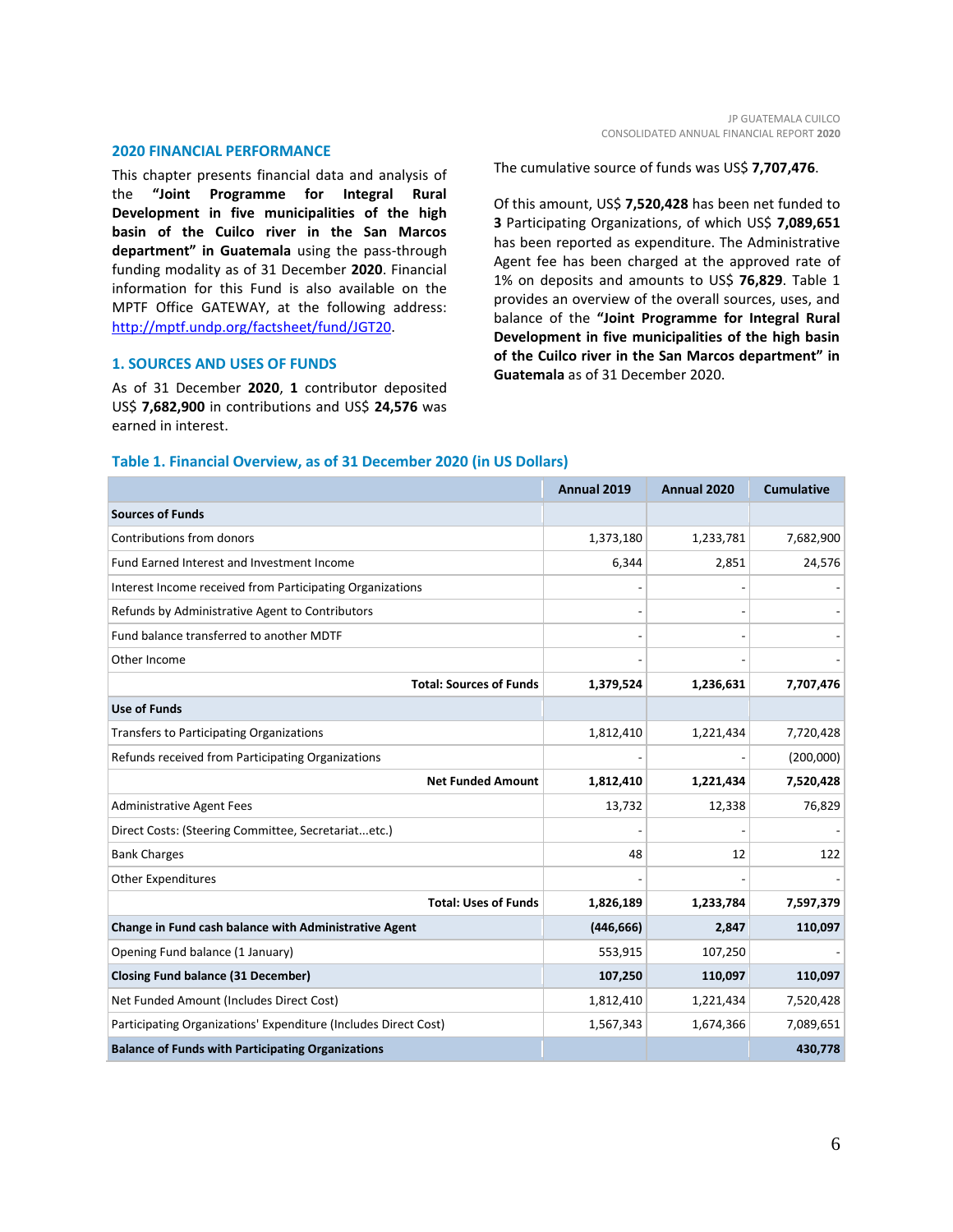## 2020 FINANCIAL PERFORMANCE

This chapter presents financial data and analysis of the **"Joint Programme for Integral Rural Development in five municipalities of the high basin of the Cuilco river in the San Marcos department" in Guatemala** using the pass-through funding modality as of 31 December **2020**. Financial information for this Fund is also available on the MPTF Office GATEWAY, at the following address: http://mptf.undp.org/factsheet/fund/JGT20.

### 1. SOURCES AND USES OF FUNDS

As of 31 December **2020**, **1** contributor deposited US$ **7,682,900** in contributions and US$ **24,576** was earned in interest.

The cumulative source of funds was US$ **7,707,476**.

Of this amount, US$ **7,520,428** has been net funded to **3** Participating Organizations, of which US$ **7,089,651** has been reported as expenditure. The Administrative Agent fee has been charged at the approved rate of 1% on deposits and amounts to US$ **76,829**. Table 1 provides an overview of the overall sources, uses, and balance of the **"Joint Programme for Integral Rural Development in five municipalities of the high basin of the Cuilco river in the San Marcos department" in Guatemala** as of 31 December 2020.

#### Table 1. Financial Overview, as of 31 December 2020 (in US Dollars)

| | Annual 2019 | Annual 2020 | Cumulative |
|---|---|---|---|
| **Sources of Funds** | | | |
| Contributions from donors | 1,373,180 | 1,233,781 | 7,682,900 |
| Fund Earned Interest and Investment Income | 6,344 | 2,851 | 24,576 |
| Interest Income received from Participating Organizations | - | - | - |
| Refunds by Administrative Agent to Contributors | - | - | - |
| Fund balance transferred to another MDTF | - | - | - |
| Other Income | - | - | - |
| **Total: Sources of Funds** | **1,379,524** | **1,236,631** | **7,707,476** |
| **Use of Funds** | | | |
| Transfers to Participating Organizations | 1,812,410 | 1,221,434 | 7,720,428 |
| Refunds received from Participating Organizations | - | - | (200,000) |
| **Net Funded Amount** | **1,812,410** | **1,221,434** | **7,520,428** |
| Administrative Agent Fees | 13,732 | 12,338 | 76,829 |
| Direct Costs: (Steering Committee, Secretariat...etc.) | - | - | - |
| Bank Charges | 48 | 12 | 122 |
| Other Expenditures | - | - | - |
| **Total: Uses of Funds** | **1,826,189** | **1,233,784** | **7,597,379** |
| **Change in Fund cash balance with Administrative Agent** | **(446,666)** | **2,847** | **110,097** |
| Opening Fund balance (1 January) | 553,915 | 107,250 | - |
| **Closing Fund balance (31 December)** | **107,250** | **110,097** | **110,097** |
| Net Funded Amount (Includes Direct Cost) | 1,812,410 | 1,221,434 | 7,520,428 |
| Participating Organizations' Expenditure (Includes Direct Cost) | 1,567,343 | 1,674,366 | 7,089,651 |
| **Balance of Funds with Participating Organizations** | | | **430,778** |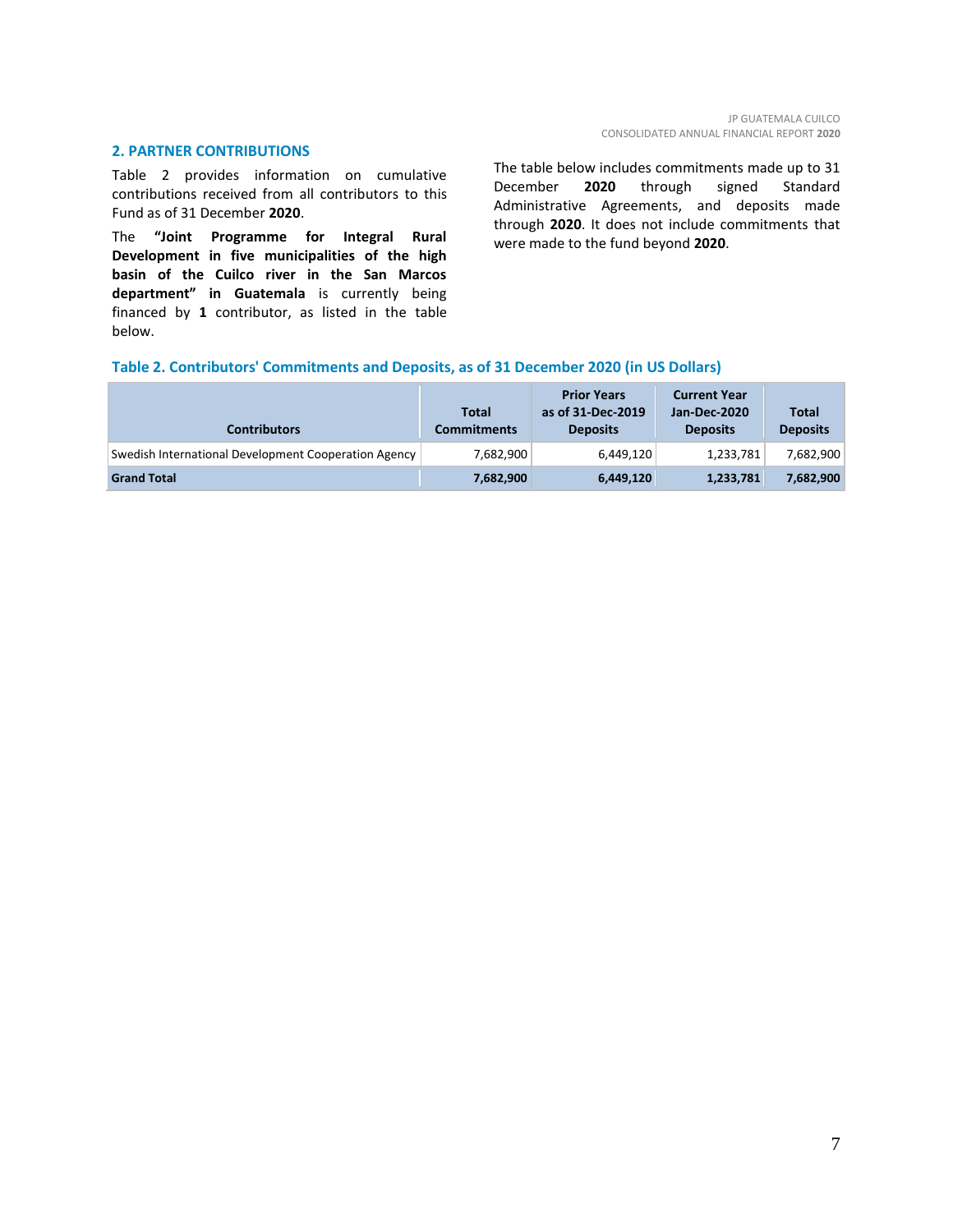## 2. PARTNER CONTRIBUTIONS

Table 2 provides information on cumulative contributions received from all contributors to this Fund as of 31 December **2020**.

The **"Joint Programme for Integral Rural Development in five municipalities of the high basin of the Cuilco river in the San Marcos department" in Guatemala** is currently being financed by **1** contributor, as listed in the table below.

The table below includes commitments made up to 31 December **2020** through signed Standard Administrative Agreements, and deposits made through **2020**. It does not include commitments that were made to the fund beyond **2020**.

### Table 2. Contributors' Commitments and Deposits, as of 31 December 2020 (in US Dollars)

| Contributors | Total Commitments | Prior Years as of 31-Dec-2019 Deposits | Current Year Jan-Dec-2020 Deposits | Total Deposits |
|---|---|---|---|---|
| Swedish International Development Cooperation Agency | 7,682,900 | 6,449,120 | 1,233,781 | 7,682,900 |
| **Grand Total** | **7,682,900** | **6,449,120** | **1,233,781** | **7,682,900** |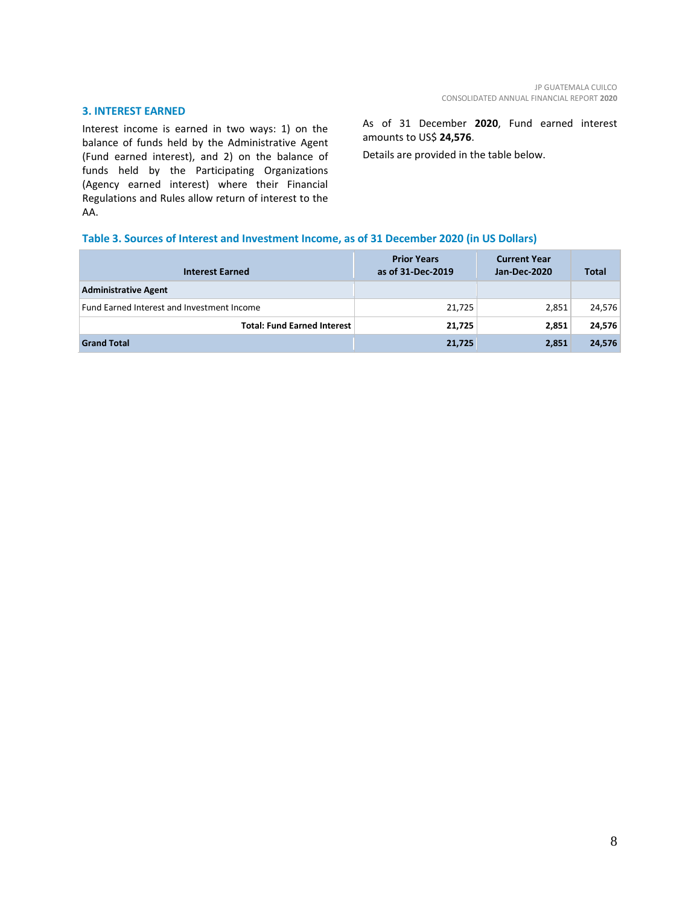## 3. INTEREST EARNED

Interest income is earned in two ways: 1) on the balance of funds held by the Administrative Agent (Fund earned interest), and 2) on the balance of funds held by the Participating Organizations (Agency earned interest) where their Financial Regulations and Rules allow return of interest to the AA.

As of 31 December **2020**, Fund earned interest amounts to US$ **24,576**.

Details are provided in the table below.

### Table 3. Sources of Interest and Investment Income, as of 31 December 2020 (in US Dollars)

| Interest Earned | Prior Years as of 31-Dec-2019 | Current Year Jan-Dec-2020 | Total |
|---|---|---|---|
| **Administrative Agent** | | | |
| Fund Earned Interest and Investment Income | 21,725 | 2,851 | 24,576 |
| **Total: Fund Earned Interest** | **21,725** | **2,851** | **24,576** |
| **Grand Total** | **21,725** | **2,851** | **24,576** |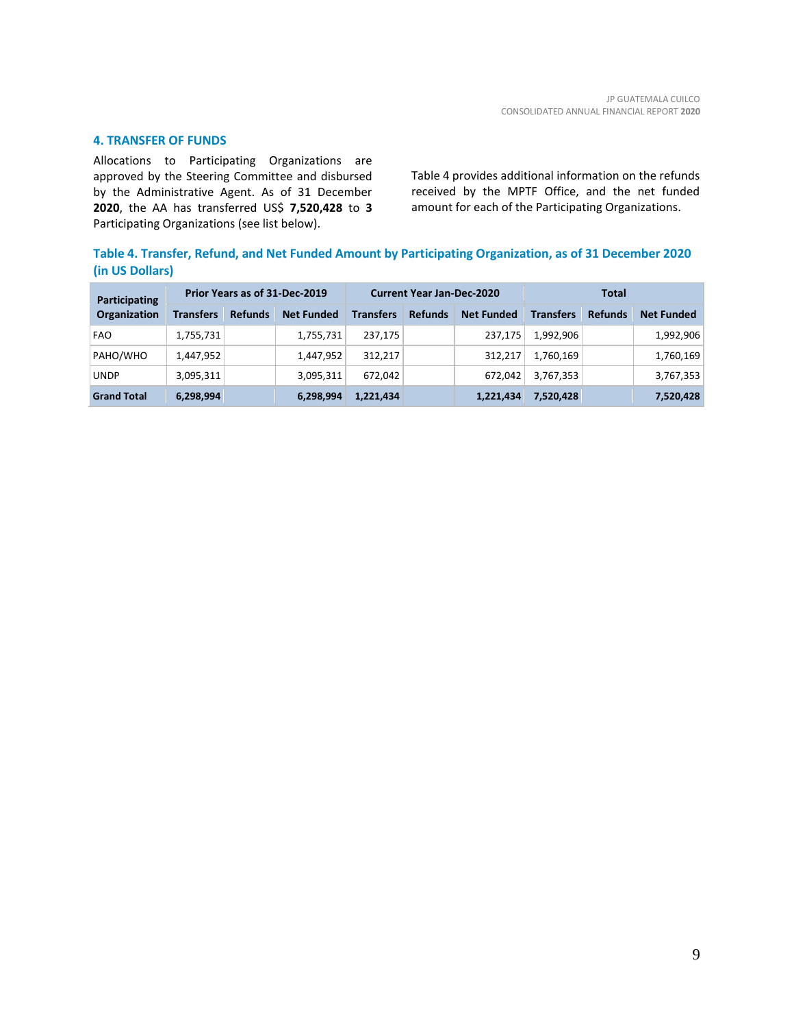## 4. TRANSFER OF FUNDS

Allocations to Participating Organizations are approved by the Steering Committee and disbursed by the Administrative Agent. As of 31 December **2020**, the AA has transferred US$ **7,520,428** to **3** Participating Organizations (see list below).

Table 4 provides additional information on the refunds received by the MPTF Office, and the net funded amount for each of the Participating Organizations.

**Table 4. Transfer, Refund, and Net Funded Amount by Participating Organization, as of 31 December 2020 (in US Dollars)**

| Participating Organization | Prior Years as of 31-Dec-2019 | | | Current Year Jan-Dec-2020 | | | Total | | |
|---|---|---|---|---|---|---|---|---|---|
| | Transfers | Refunds | Net Funded | Transfers | Refunds | Net Funded | Transfers | Refunds | Net Funded |
| FAO | 1,755,731 | | 1,755,731 | 237,175 | | 237,175 | 1,992,906 | | 1,992,906 |
| PAHO/WHO | 1,447,952 | | 1,447,952 | 312,217 | | 312,217 | 1,760,169 | | 1,760,169 |
| UNDP | 3,095,311 | | 3,095,311 | 672,042 | | 672,042 | 3,767,353 | | 3,767,353 |
| **Grand Total** | **6,298,994** | | **6,298,994** | **1,221,434** | | **1,221,434** | **7,520,428** | | **7,520,428** |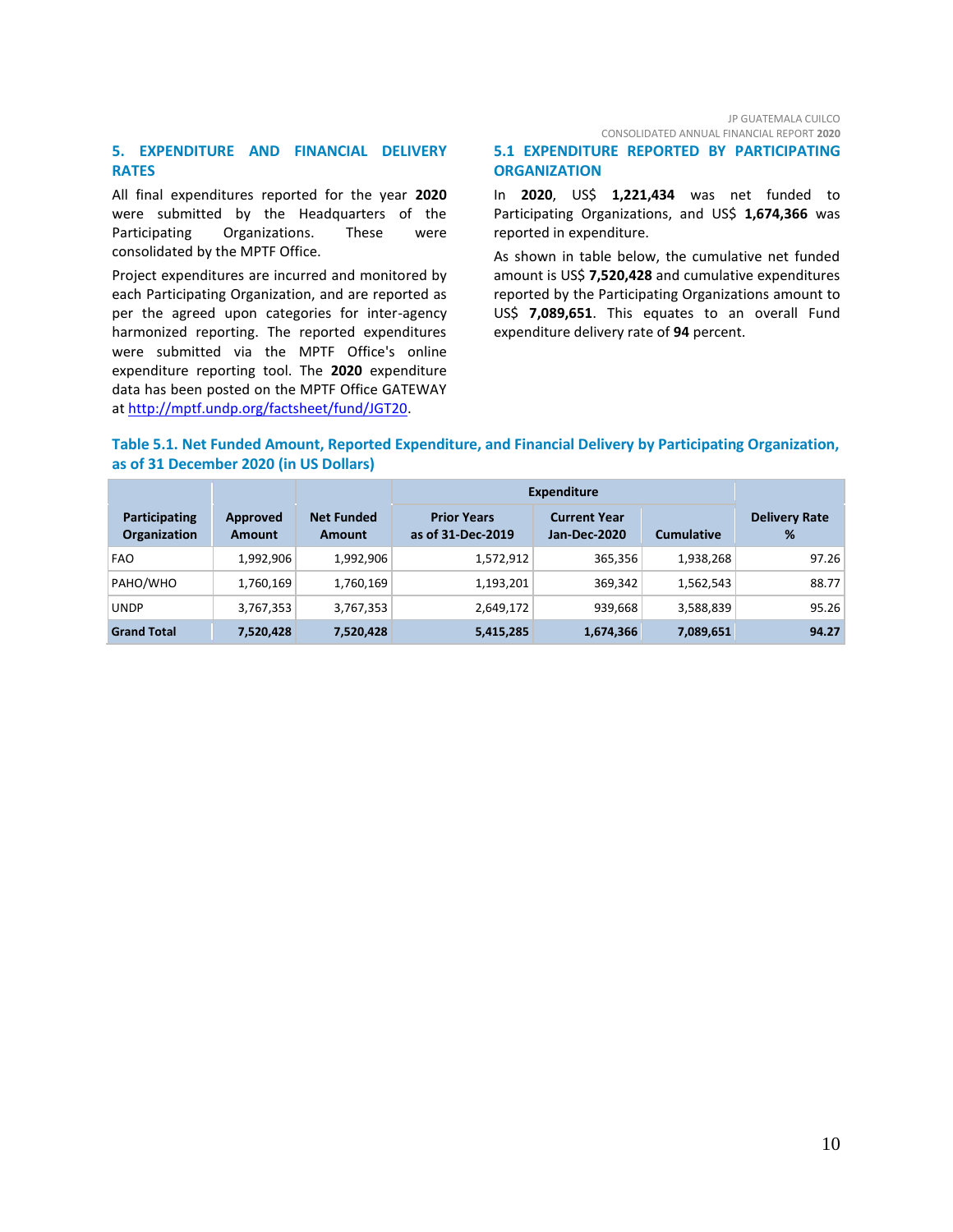## 5. EXPENDITURE AND FINANCIAL DELIVERY RATES

All final expenditures reported for the year **2020** were submitted by the Headquarters of the Participating Organizations. These were consolidated by the MPTF Office.

Project expenditures are incurred and monitored by each Participating Organization, and are reported as per the agreed upon categories for inter-agency harmonized reporting. The reported expenditures were submitted via the MPTF Office's online expenditure reporting tool. The **2020** expenditure data has been posted on the MPTF Office GATEWAY at [http://mptf.undp.org/factsheet/fund/JGT20](http://mptf.undp.org/factsheet/fund/JGT20).

### 5.1 EXPENDITURE REPORTED BY PARTICIPATING ORGANIZATION

In **2020**, US$ **1,221,434** was net funded to Participating Organizations, and US$ **1,674,366** was reported in expenditure.

As shown in table below, the cumulative net funded amount is US$ **7,520,428** and cumulative expenditures reported by the Participating Organizations amount to US$ **7,089,651**. This equates to an overall Fund expenditure delivery rate of **94** percent.

**Table 5.1. Net Funded Amount, Reported Expenditure, and Financial Delivery by Participating Organization, as of 31 December 2020 (in US Dollars)**

| | | | Expenditure | | | |
|---|---|---|---|---|---|---|
| **Participating Organization** | **Approved Amount** | **Net Funded Amount** | **Prior Years as of 31-Dec-2019** | **Current Year Jan-Dec-2020** | **Cumulative** | **Delivery Rate %** |
| FAO | 1,992,906 | 1,992,906 | 1,572,912 | 365,356 | 1,938,268 | 97.26 |
| PAHO/WHO | 1,760,169 | 1,760,169 | 1,193,201 | 369,342 | 1,562,543 | 88.77 |
| UNDP | 3,767,353 | 3,767,353 | 2,649,172 | 939,668 | 3,588,839 | 95.26 |
| **Grand Total** | **7,520,428** | **7,520,428** | **5,415,285** | **1,674,366** | **7,089,651** | **94.27** |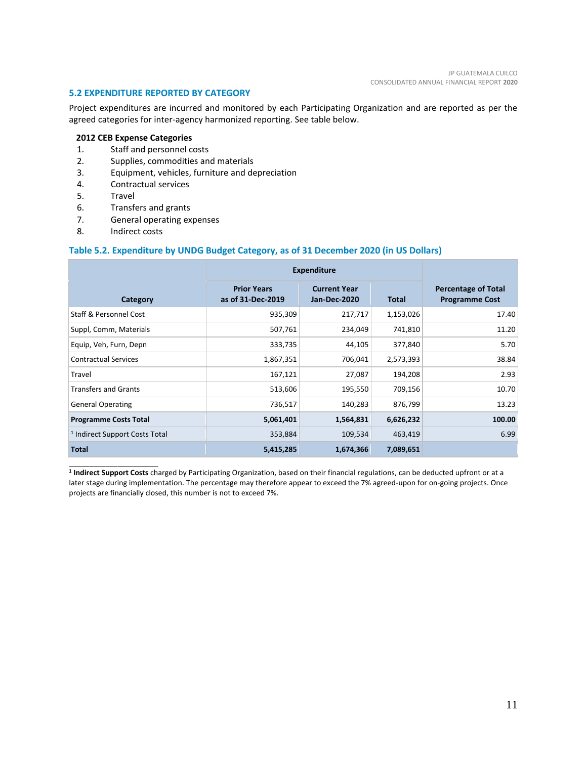## 5.2 EXPENDITURE REPORTED BY CATEGORY

Project expenditures are incurred and monitored by each Participating Organization and are reported as per the agreed categories for inter-agency harmonized reporting. See table below.

**2012 CEB Expense Categories**

1. Staff and personnel costs
2. Supplies, commodities and materials
3. Equipment, vehicles, furniture and depreciation
4. Contractual services
5. Travel
6. Transfers and grants
7. General operating expenses
8. Indirect costs

### Table 5.2. Expenditure by UNDG Budget Category, as of 31 December 2020 (in US Dollars)

| Category | Expenditure | | | Percentage of Total Programme Cost |
|---|---|---|---|---|
| | Prior Years as of 31-Dec-2019 | Current Year Jan-Dec-2020 | Total | |
| Staff & Personnel Cost | 935,309 | 217,717 | 1,153,026 | 17.40 |
| Suppl, Comm, Materials | 507,761 | 234,049 | 741,810 | 11.20 |
| Equip, Veh, Furn, Depn | 333,735 | 44,105 | 377,840 | 5.70 |
| Contractual Services | 1,867,351 | 706,041 | 2,573,393 | 38.84 |
| Travel | 167,121 | 27,087 | 194,208 | 2.93 |
| Transfers and Grants | 513,606 | 195,550 | 709,156 | 10.70 |
| General Operating | 736,517 | 140,283 | 876,799 | 13.23 |
| **Programme Costs Total** | **5,061,401** | **1,564,831** | **6,626,232** | **100.00** |
| [1] Indirect Support Costs Total | 353,884 | 109,534 | 463,419 | 6.99 |
| **Total** | **5,415,285** | **1,674,366** | **7,089,651** | |

---

[1] **Indirect Support Costs** charged by Participating Organization, based on their financial regulations, can be deducted upfront or at a later stage during implementation. The percentage may therefore appear to exceed the 7% agreed-upon for on-going projects. Once projects are financially closed, this number is not to exceed 7%.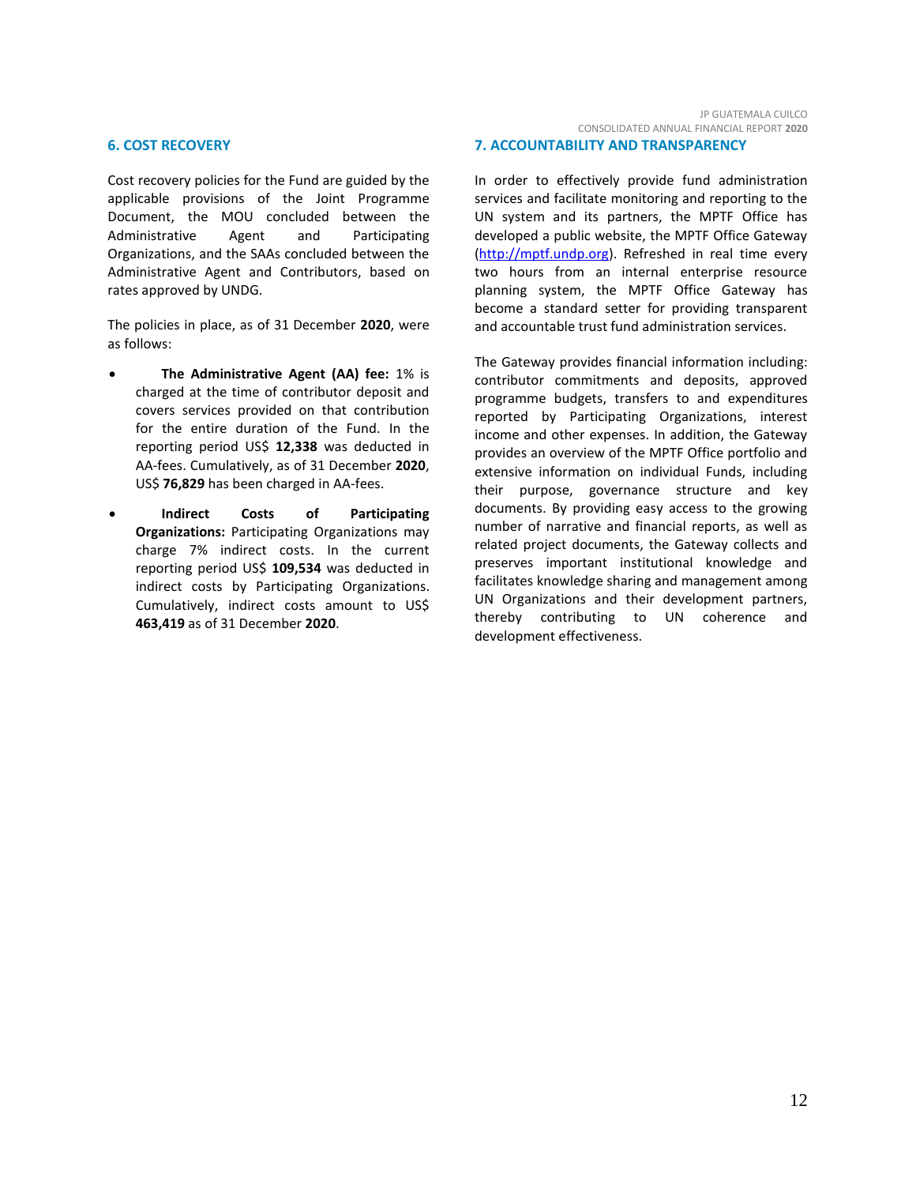## 6. COST RECOVERY

Cost recovery policies for the Fund are guided by the applicable provisions of the Joint Programme Document, the MOU concluded between the Administrative Agent and Participating Organizations, and the SAAs concluded between the Administrative Agent and Contributors, based on rates approved by UNDG.

The policies in place, as of 31 December **2020**, were as follows:

- **The Administrative Agent (AA) fee:** 1% is charged at the time of contributor deposit and covers services provided on that contribution for the entire duration of the Fund. In the reporting period US$ **12,338** was deducted in AA-fees. Cumulatively, as of 31 December **2020**, US$ **76,829** has been charged in AA-fees.
- **Indirect Costs of Participating Organizations:** Participating Organizations may charge 7% indirect costs. In the current reporting period US$ **109,534** was deducted in indirect costs by Participating Organizations. Cumulatively, indirect costs amount to US$ **463,419** as of 31 December **2020**.

## 7. ACCOUNTABILITY AND TRANSPARENCY

In order to effectively provide fund administration services and facilitate monitoring and reporting to the UN system and its partners, the MPTF Office has developed a public website, the MPTF Office Gateway (http://mptf.undp.org). Refreshed in real time every two hours from an internal enterprise resource planning system, the MPTF Office Gateway has become a standard setter for providing transparent and accountable trust fund administration services.

The Gateway provides financial information including: contributor commitments and deposits, approved programme budgets, transfers to and expenditures reported by Participating Organizations, interest income and other expenses. In addition, the Gateway provides an overview of the MPTF Office portfolio and extensive information on individual Funds, including their purpose, governance structure and key documents. By providing easy access to the growing number of narrative and financial reports, as well as related project documents, the Gateway collects and preserves important institutional knowledge and facilitates knowledge sharing and management among UN Organizations and their development partners, thereby contributing to UN coherence and development effectiveness.